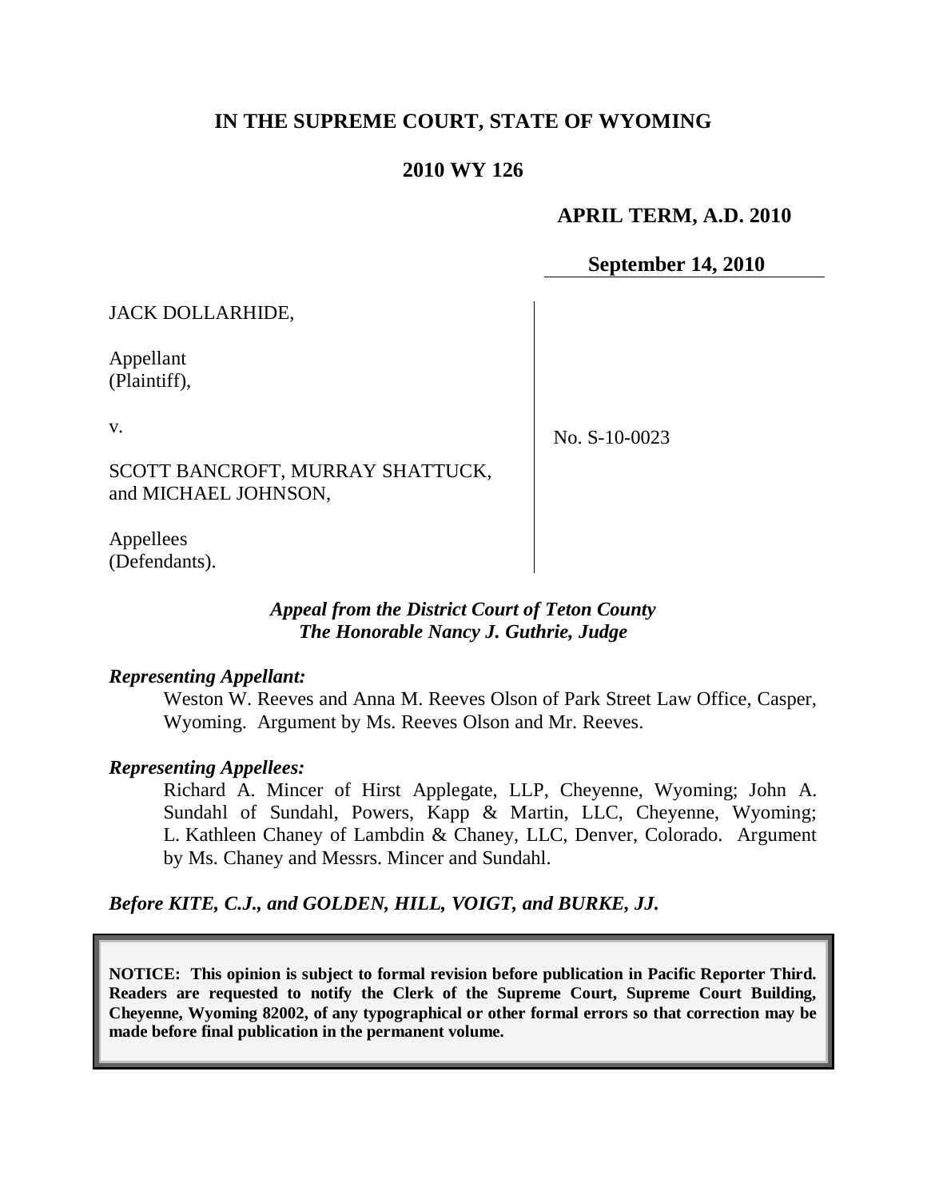# IN THE SUPREME COURT, STATE OF WYOMING

## 2010 WY 126

**APRIL TERM, A.D. 2010**

**September 14, 2010**

| | |
|---|---|
| JACK DOLLARHIDE,<br><br>Appellant<br>(Plaintiff),<br><br>v.<br><br>SCOTT BANCROFT, MURRAY SHATTUCK, and MICHAEL JOHNSON,<br><br>Appellees<br>(Defendants). | No. S-10-0023 |

***Appeal from the District Court of Teton County***
***The Honorable Nancy J. Guthrie, Judge***

***Representing Appellant:***

Weston W. Reeves and Anna M. Reeves Olson of Park Street Law Office, Casper, Wyoming. Argument by Ms. Reeves Olson and Mr. Reeves.

***Representing Appellees:***

Richard A. Mincer of Hirst Applegate, LLP, Cheyenne, Wyoming; John A. Sundahl of Sundahl, Powers, Kapp & Martin, LLC, Cheyenne, Wyoming; L. Kathleen Chaney of Lambdin & Chaney, LLC, Denver, Colorado. Argument by Ms. Chaney and Messrs. Mincer and Sundahl.

***Before KITE, C.J., and GOLDEN, HILL, VOIGT, and BURKE, JJ.***

**NOTICE: This opinion is subject to formal revision before publication in Pacific Reporter Third. Readers are requested to notify the Clerk of the Supreme Court, Supreme Court Building, Cheyenne, Wyoming 82002, of any typographical or other formal errors so that correction may be made before final publication in the permanent volume.**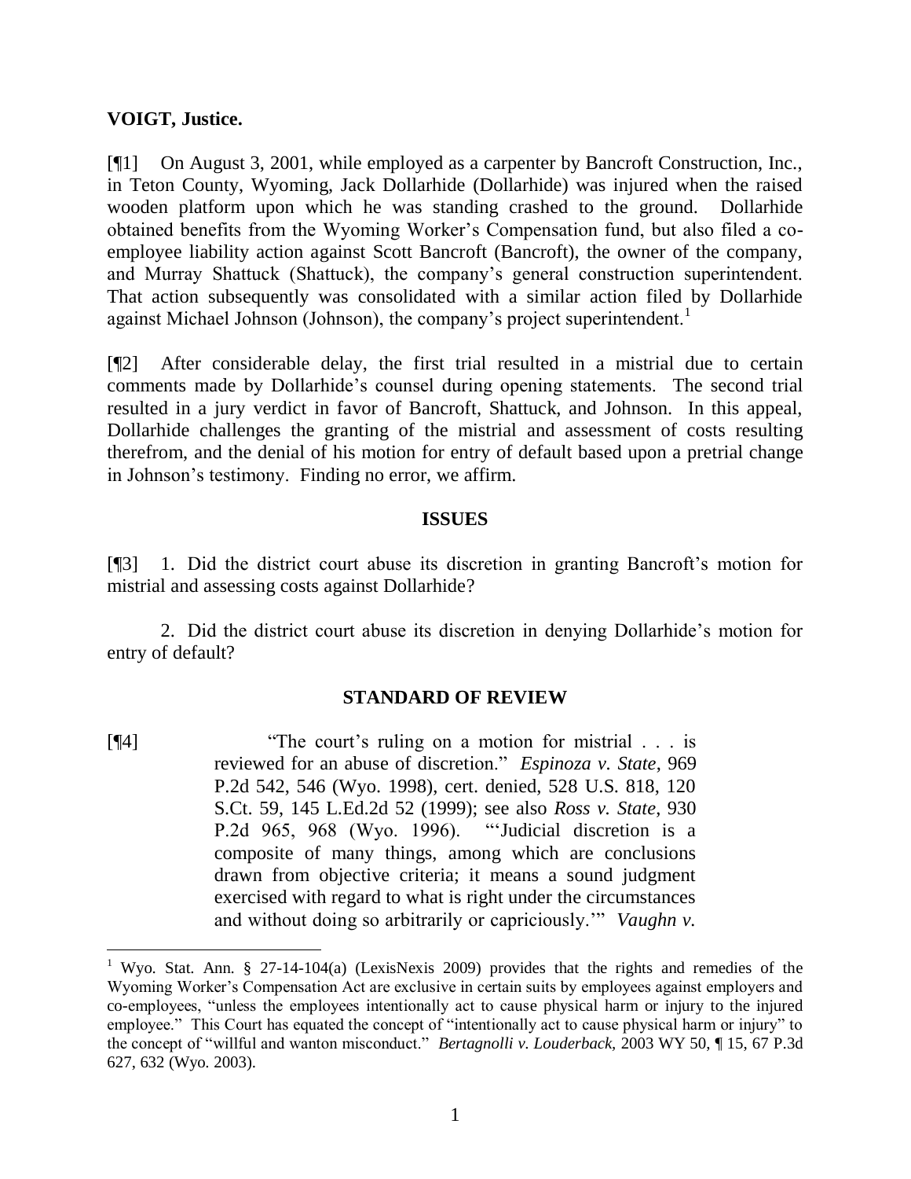**VOIGT, Justice.**

[¶1] On August 3, 2001, while employed as a carpenter by Bancroft Construction, Inc., in Teton County, Wyoming, Jack Dollarhide (Dollarhide) was injured when the raised wooden platform upon which he was standing crashed to the ground. Dollarhide obtained benefits from the Wyoming Worker's Compensation fund, but also filed a co-employee liability action against Scott Bancroft (Bancroft), the owner of the company, and Murray Shattuck (Shattuck), the company's general construction superintendent. That action subsequently was consolidated with a similar action filed by Dollarhide against Michael Johnson (Johnson), the company's project superintendent.[1]

[¶2] After considerable delay, the first trial resulted in a mistrial due to certain comments made by Dollarhide's counsel during opening statements. The second trial resulted in a jury verdict in favor of Bancroft, Shattuck, and Johnson. In this appeal, Dollarhide challenges the granting of the mistrial and assessment of costs resulting therefrom, and the denial of his motion for entry of default based upon a pretrial change in Johnson's testimony. Finding no error, we affirm.

## ISSUES

[¶3] 1. Did the district court abuse its discretion in granting Bancroft's motion for mistrial and assessing costs against Dollarhide?

2. Did the district court abuse its discretion in denying Dollarhide's motion for entry of default?

## STANDARD OF REVIEW

[¶4]

> "The court's ruling on a motion for mistrial . . . is reviewed for an abuse of discretion." *Espinoza v. State*, 969 P.2d 542, 546 (Wyo. 1998), cert. denied, 528 U.S. 818, 120 S.Ct. 59, 145 L.Ed.2d 52 (1999); see also *Ross v. State*, 930 P.2d 965, 968 (Wyo. 1996). "'Judicial discretion is a composite of many things, among which are conclusions drawn from objective criteria; it means a sound judgment exercised with regard to what is right under the circumstances and without doing so arbitrarily or capriciously.'" *Vaughn v.*

---

[1] Wyo. Stat. Ann. § 27-14-104(a) (LexisNexis 2009) provides that the rights and remedies of the Wyoming Worker's Compensation Act are exclusive in certain suits by employees against employers and co-employees, "unless the employees intentionally act to cause physical harm or injury to the injured employee." This Court has equated the concept of "intentionally act to cause physical harm or injury" to the concept of "willful and wanton misconduct." *Bertagnolli v. Louderback,* 2003 WY 50, ¶ 15, 67 P.3d 627, 632 (Wyo. 2003).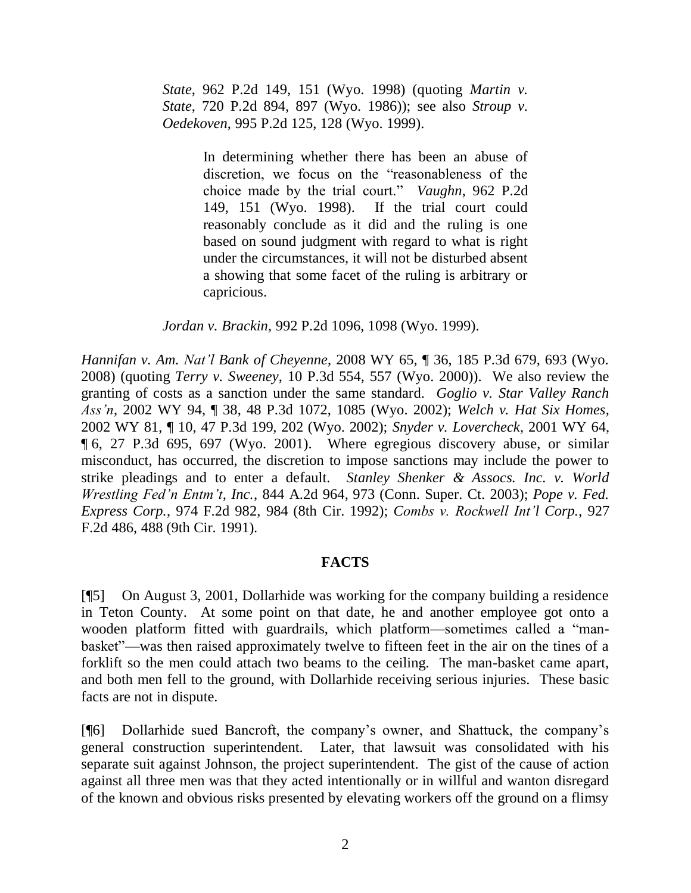*State*, 962 P.2d 149, 151 (Wyo. 1998) (quoting *Martin v. State*, 720 P.2d 894, 897 (Wyo. 1986)); see also *Stroup v. Oedekoven*, 995 P.2d 125, 128 (Wyo. 1999).

> In determining whether there has been an abuse of discretion, we focus on the "reasonableness of the choice made by the trial court." *Vaughn*, 962 P.2d 149, 151 (Wyo. 1998). If the trial court could reasonably conclude as it did and the ruling is one based on sound judgment with regard to what is right under the circumstances, it will not be disturbed absent a showing that some facet of the ruling is arbitrary or capricious.

*Jordan v. Brackin*, 992 P.2d 1096, 1098 (Wyo. 1999).

*Hannifan v. Am. Nat'l Bank of Cheyenne*, 2008 WY 65, ¶ 36, 185 P.3d 679, 693 (Wyo. 2008) (quoting *Terry v. Sweeney*, 10 P.3d 554, 557 (Wyo. 2000)). We also review the granting of costs as a sanction under the same standard. *Goglio v. Star Valley Ranch Ass'n*, 2002 WY 94, ¶ 38, 48 P.3d 1072, 1085 (Wyo. 2002); *Welch v. Hat Six Homes*, 2002 WY 81, ¶ 10, 47 P.3d 199, 202 (Wyo. 2002); *Snyder v. Lovercheck*, 2001 WY 64, ¶ 6, 27 P.3d 695, 697 (Wyo. 2001). Where egregious discovery abuse, or similar misconduct, has occurred, the discretion to impose sanctions may include the power to strike pleadings and to enter a default. *Stanley Shenker & Assocs. Inc. v. World Wrestling Fed'n Entm't, Inc.*, 844 A.2d 964, 973 (Conn. Super. Ct. 2003); *Pope v. Fed. Express Corp.*, 974 F.2d 982, 984 (8th Cir. 1992); *Combs v. Rockwell Int'l Corp.*, 927 F.2d 486, 488 (9th Cir. 1991).

## FACTS

[¶5] On August 3, 2001, Dollarhide was working for the company building a residence in Teton County. At some point on that date, he and another employee got onto a wooden platform fitted with guardrails, which platform—sometimes called a "man-basket"—was then raised approximately twelve to fifteen feet in the air on the tines of a forklift so the men could attach two beams to the ceiling. The man-basket came apart, and both men fell to the ground, with Dollarhide receiving serious injuries. These basic facts are not in dispute.

[¶6] Dollarhide sued Bancroft, the company's owner, and Shattuck, the company's general construction superintendent. Later, that lawsuit was consolidated with his separate suit against Johnson, the project superintendent. The gist of the cause of action against all three men was that they acted intentionally or in willful and wanton disregard of the known and obvious risks presented by elevating workers off the ground on a flimsy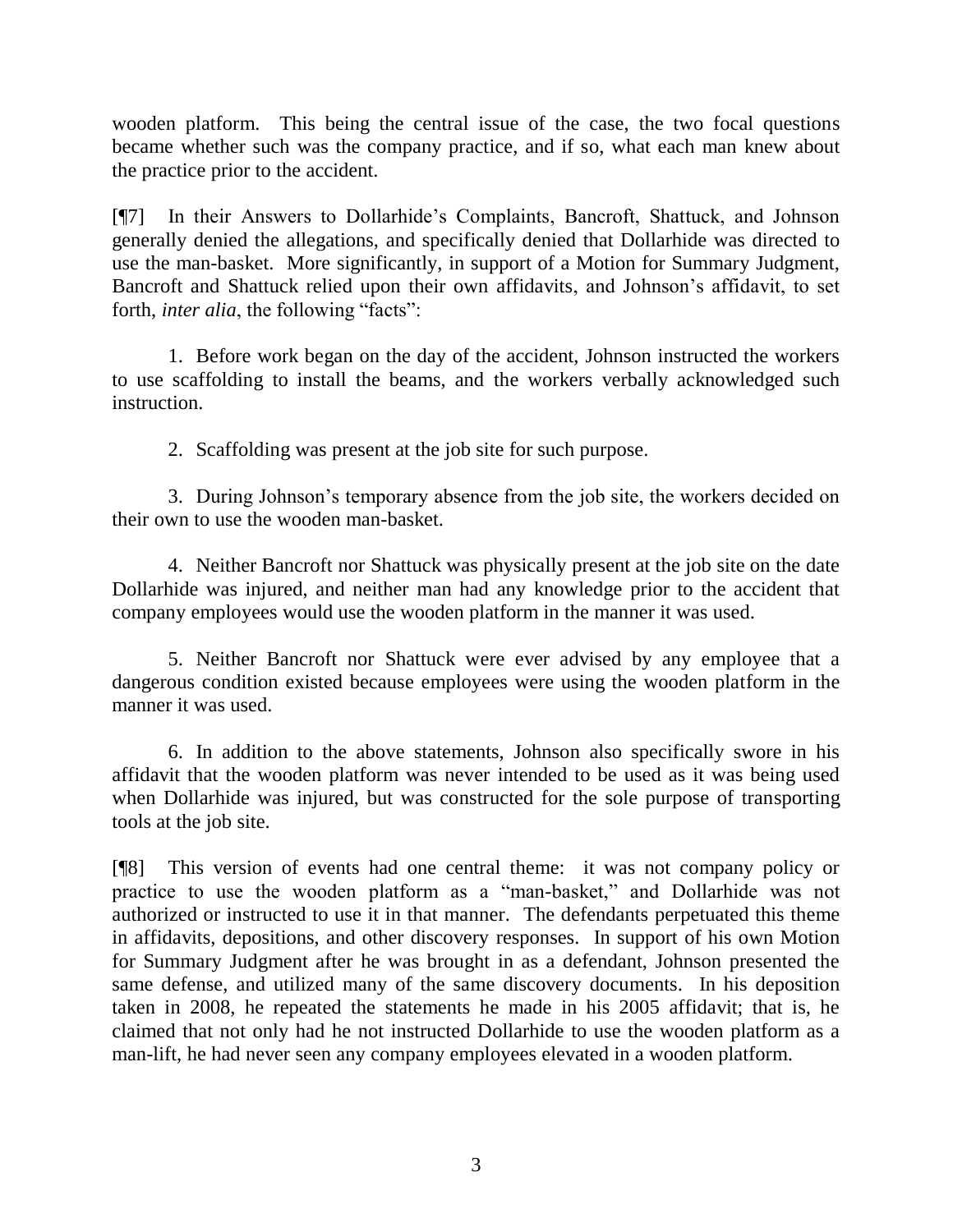wooden platform. This being the central issue of the case, the two focal questions became whether such was the company practice, and if so, what each man knew about the practice prior to the accident.

[¶7] In their Answers to Dollarhide's Complaints, Bancroft, Shattuck, and Johnson generally denied the allegations, and specifically denied that Dollarhide was directed to use the man-basket. More significantly, in support of a Motion for Summary Judgment, Bancroft and Shattuck relied upon their own affidavits, and Johnson's affidavit, to set forth, *inter alia*, the following "facts":

1. Before work began on the day of the accident, Johnson instructed the workers to use scaffolding to install the beams, and the workers verbally acknowledged such instruction.

2. Scaffolding was present at the job site for such purpose.

3. During Johnson's temporary absence from the job site, the workers decided on their own to use the wooden man-basket.

4. Neither Bancroft nor Shattuck was physically present at the job site on the date Dollarhide was injured, and neither man had any knowledge prior to the accident that company employees would use the wooden platform in the manner it was used.

5. Neither Bancroft nor Shattuck were ever advised by any employee that a dangerous condition existed because employees were using the wooden platform in the manner it was used.

6. In addition to the above statements, Johnson also specifically swore in his affidavit that the wooden platform was never intended to be used as it was being used when Dollarhide was injured, but was constructed for the sole purpose of transporting tools at the job site.

[¶8] This version of events had one central theme: it was not company policy or practice to use the wooden platform as a "man-basket," and Dollarhide was not authorized or instructed to use it in that manner. The defendants perpetuated this theme in affidavits, depositions, and other discovery responses. In support of his own Motion for Summary Judgment after he was brought in as a defendant, Johnson presented the same defense, and utilized many of the same discovery documents. In his deposition taken in 2008, he repeated the statements he made in his 2005 affidavit; that is, he claimed that not only had he not instructed Dollarhide to use the wooden platform as a man-lift, he had never seen any company employees elevated in a wooden platform.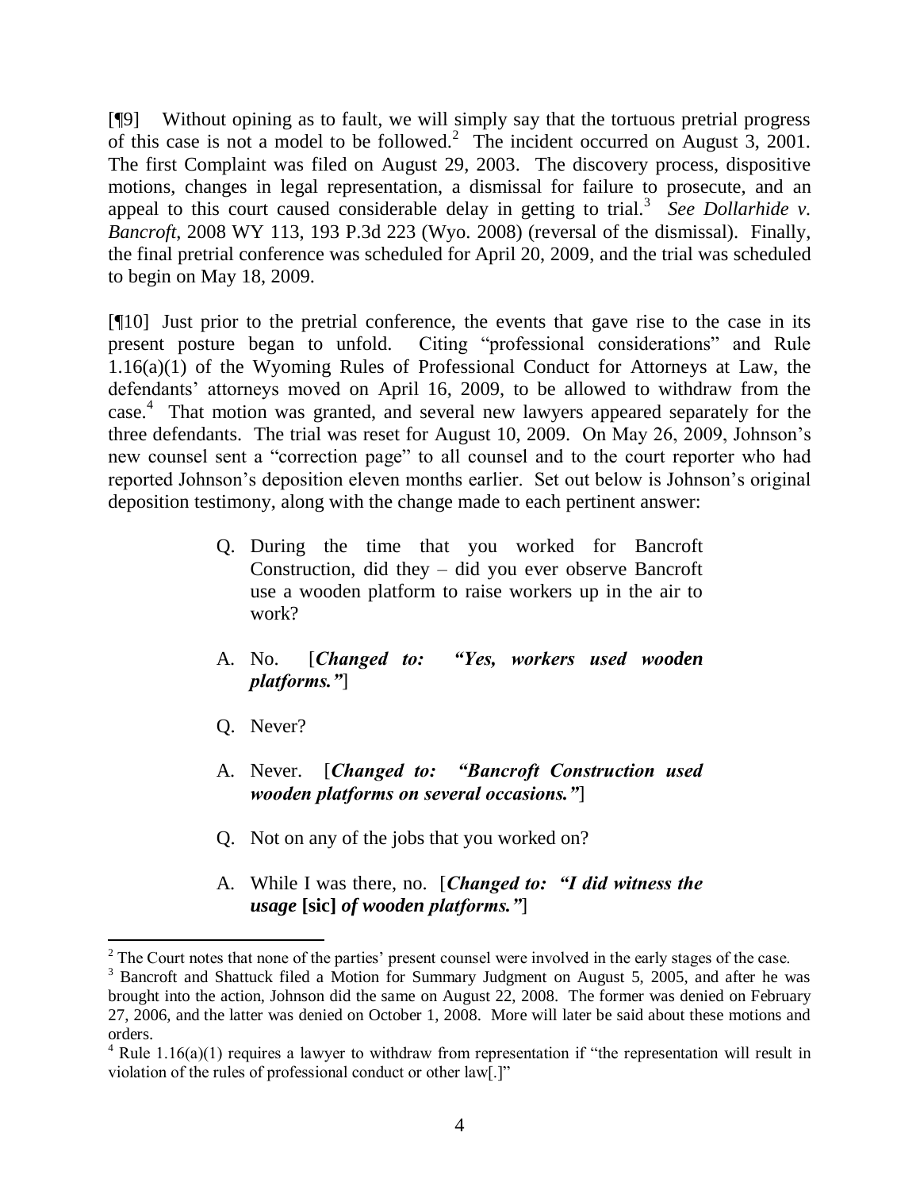[¶9] Without opining as to fault, we will simply say that the tortuous pretrial progress of this case is not a model to be followed.[2] The incident occurred on August 3, 2001. The first Complaint was filed on August 29, 2003. The discovery process, dispositive motions, changes in legal representation, a dismissal for failure to prosecute, and an appeal to this court caused considerable delay in getting to trial.[3] *See Dollarhide v. Bancroft*, 2008 WY 113, 193 P.3d 223 (Wyo. 2008) (reversal of the dismissal). Finally, the final pretrial conference was scheduled for April 20, 2009, and the trial was scheduled to begin on May 18, 2009.

[¶10] Just prior to the pretrial conference, the events that gave rise to the case in its present posture began to unfold. Citing "professional considerations" and Rule 1.16(a)(1) of the Wyoming Rules of Professional Conduct for Attorneys at Law, the defendants' attorneys moved on April 16, 2009, to be allowed to withdraw from the case.[4] That motion was granted, and several new lawyers appeared separately for the three defendants. The trial was reset for August 10, 2009. On May 26, 2009, Johnson's new counsel sent a "correction page" to all counsel and to the court reporter who had reported Johnson's deposition eleven months earlier. Set out below is Johnson's original deposition testimony, along with the change made to each pertinent answer:

> Q. During the time that you worked for Bancroft Construction, did they – did you ever observe Bancroft use a wooden platform to raise workers up in the air to work?
>
> A. No. [***Changed to: "Yes, workers used wooden platforms."***]
>
> Q. Never?
>
> A. Never. [***Changed to: "Bancroft Construction used wooden platforms on several occasions."***]
>
> Q. Not on any of the jobs that you worked on?
>
> A. While I was there, no. [***Changed to: "I did witness the usage* [sic] *of wooden platforms."***]

---

[2] The Court notes that none of the parties' present counsel were involved in the early stages of the case.

[3] Bancroft and Shattuck filed a Motion for Summary Judgment on August 5, 2005, and after he was brought into the action, Johnson did the same on August 22, 2008. The former was denied on February 27, 2006, and the latter was denied on October 1, 2008. More will later be said about these motions and orders.

[4] Rule 1.16(a)(1) requires a lawyer to withdraw from representation if "the representation will result in violation of the rules of professional conduct or other law[.]"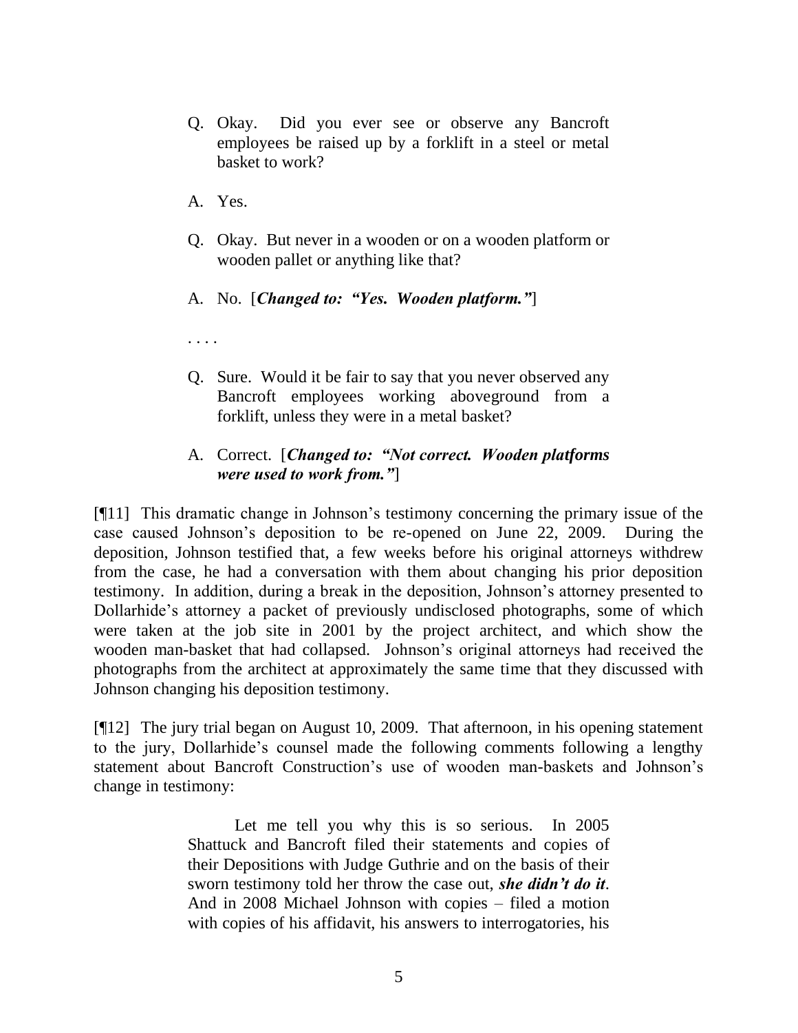> Q. Okay. Did you ever see or observe any Bancroft employees be raised up by a forklift in a steel or metal basket to work?
>
> A. Yes.
>
> Q. Okay. But never in a wooden or on a wooden platform or wooden pallet or anything like that?
>
> A. No. [***Changed to: "Yes. Wooden platform."***]
>
> . . . .
>
> Q. Sure. Would it be fair to say that you never observed any Bancroft employees working aboveground from a forklift, unless they were in a metal basket?
>
> A. Correct. [***Changed to: "Not correct. Wooden platforms were used to work from."***]

[¶11] This dramatic change in Johnson's testimony concerning the primary issue of the case caused Johnson's deposition to be re-opened on June 22, 2009. During the deposition, Johnson testified that, a few weeks before his original attorneys withdrew from the case, he had a conversation with them about changing his prior deposition testimony. In addition, during a break in the deposition, Johnson's attorney presented to Dollarhide's attorney a packet of previously undisclosed photographs, some of which were taken at the job site in 2001 by the project architect, and which show the wooden man-basket that had collapsed. Johnson's original attorneys had received the photographs from the architect at approximately the same time that they discussed with Johnson changing his deposition testimony.

[¶12] The jury trial began on August 10, 2009. That afternoon, in his opening statement to the jury, Dollarhide's counsel made the following comments following a lengthy statement about Bancroft Construction's use of wooden man-baskets and Johnson's change in testimony:

> Let me tell you why this is so serious. In 2005 Shattuck and Bancroft filed their statements and copies of their Depositions with Judge Guthrie and on the basis of their sworn testimony told her throw the case out, ***she didn't do it***. And in 2008 Michael Johnson with copies – filed a motion with copies of his affidavit, his answers to interrogatories, his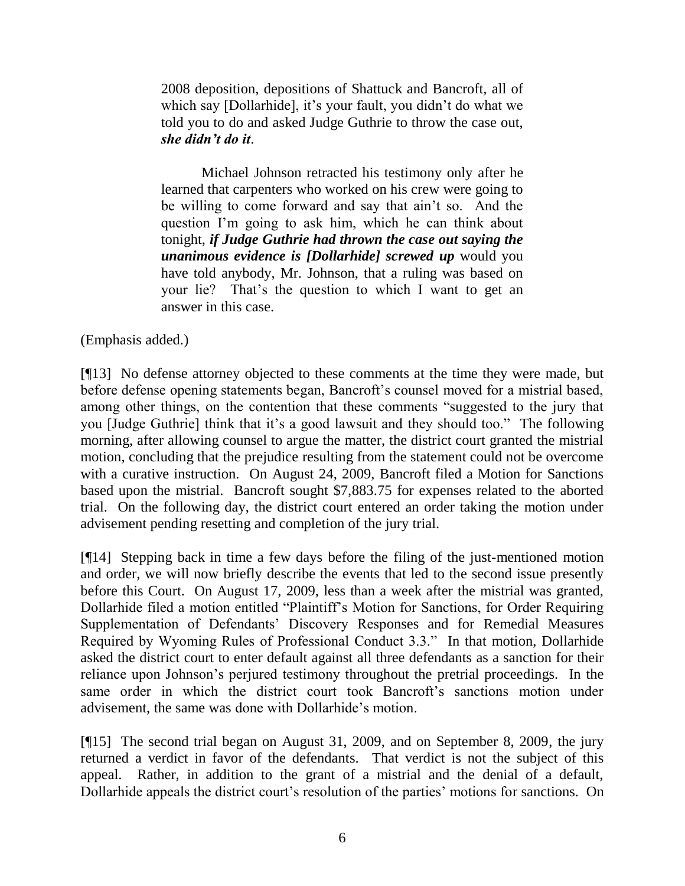> 2008 deposition, depositions of Shattuck and Bancroft, all of which say [Dollarhide], it's your fault, you didn't do what we told you to do and asked Judge Guthrie to throw the case out, ***she didn't do it***.
>
> Michael Johnson retracted his testimony only after he learned that carpenters who worked on his crew were going to be willing to come forward and say that ain't so. And the question I'm going to ask him, which he can think about tonight, ***if Judge Guthrie had thrown the case out saying the unanimous evidence is [Dollarhide] screwed up*** would you have told anybody, Mr. Johnson, that a ruling was based on your lie? That's the question to which I want to get an answer in this case.

(Emphasis added.)

[¶13] No defense attorney objected to these comments at the time they were made, but before defense opening statements began, Bancroft's counsel moved for a mistrial based, among other things, on the contention that these comments "suggested to the jury that you [Judge Guthrie] think that it's a good lawsuit and they should too." The following morning, after allowing counsel to argue the matter, the district court granted the mistrial motion, concluding that the prejudice resulting from the statement could not be overcome with a curative instruction. On August 24, 2009, Bancroft filed a Motion for Sanctions based upon the mistrial. Bancroft sought $7,883.75 for expenses related to the aborted trial. On the following day, the district court entered an order taking the motion under advisement pending resetting and completion of the jury trial.

[¶14] Stepping back in time a few days before the filing of the just-mentioned motion and order, we will now briefly describe the events that led to the second issue presently before this Court. On August 17, 2009, less than a week after the mistrial was granted, Dollarhide filed a motion entitled "Plaintiff's Motion for Sanctions, for Order Requiring Supplementation of Defendants' Discovery Responses and for Remedial Measures Required by Wyoming Rules of Professional Conduct 3.3." In that motion, Dollarhide asked the district court to enter default against all three defendants as a sanction for their reliance upon Johnson's perjured testimony throughout the pretrial proceedings. In the same order in which the district court took Bancroft's sanctions motion under advisement, the same was done with Dollarhide's motion.

[¶15] The second trial began on August 31, 2009, and on September 8, 2009, the jury returned a verdict in favor of the defendants. That verdict is not the subject of this appeal. Rather, in addition to the grant of a mistrial and the denial of a default, Dollarhide appeals the district court's resolution of the parties' motions for sanctions. On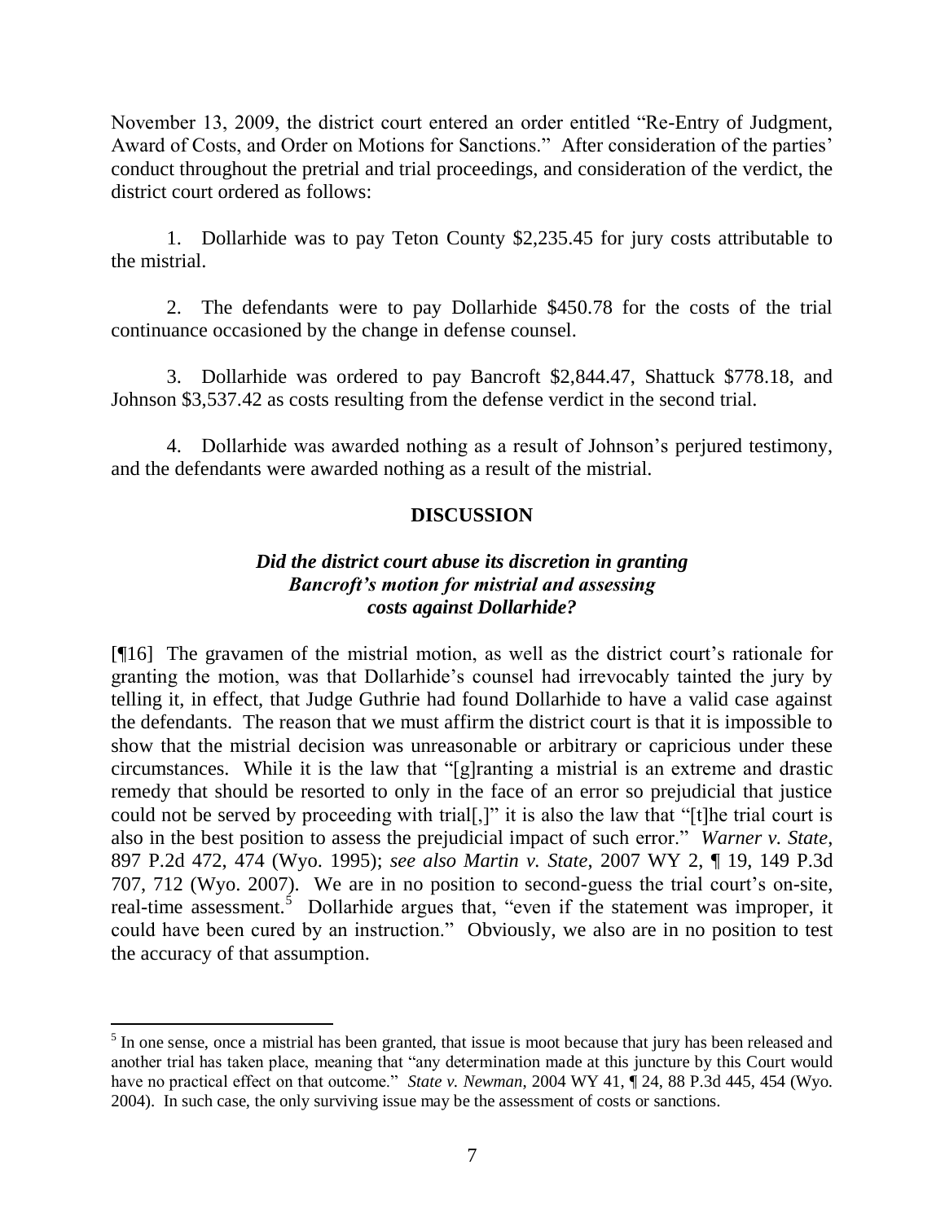November 13, 2009, the district court entered an order entitled "Re-Entry of Judgment, Award of Costs, and Order on Motions for Sanctions." After consideration of the parties' conduct throughout the pretrial and trial proceedings, and consideration of the verdict, the district court ordered as follows:

1. Dollarhide was to pay Teton County $2,235.45 for jury costs attributable to the mistrial.

2. The defendants were to pay Dollarhide $450.78 for the costs of the trial continuance occasioned by the change in defense counsel.

3. Dollarhide was ordered to pay Bancroft $2,844.47, Shattuck $778.18, and Johnson $3,537.42 as costs resulting from the defense verdict in the second trial.

4. Dollarhide was awarded nothing as a result of Johnson's perjured testimony, and the defendants were awarded nothing as a result of the mistrial.

## DISCUSSION

### *Did the district court abuse its discretion in granting Bancroft's motion for mistrial and assessing costs against Dollarhide?*

[¶16] The gravamen of the mistrial motion, as well as the district court's rationale for granting the motion, was that Dollarhide's counsel had irrevocably tainted the jury by telling it, in effect, that Judge Guthrie had found Dollarhide to have a valid case against the defendants. The reason that we must affirm the district court is that it is impossible to show that the mistrial decision was unreasonable or arbitrary or capricious under these circumstances. While it is the law that "[g]ranting a mistrial is an extreme and drastic remedy that should be resorted to only in the face of an error so prejudicial that justice could not be served by proceeding with trial[,]" it is also the law that "[t]he trial court is also in the best position to assess the prejudicial impact of such error." *Warner v. State*, 897 P.2d 472, 474 (Wyo. 1995); *see also Martin v. State*, 2007 WY 2, ¶ 19, 149 P.3d 707, 712 (Wyo. 2007). We are in no position to second-guess the trial court's on-site, real-time assessment.[5] Dollarhide argues that, "even if the statement was improper, it could have been cured by an instruction." Obviously, we also are in no position to test the accuracy of that assumption.

---

[5] In one sense, once a mistrial has been granted, that issue is moot because that jury has been released and another trial has taken place, meaning that "any determination made at this juncture by this Court would have no practical effect on that outcome." *State v. Newman*, 2004 WY 41, ¶ 24, 88 P.3d 445, 454 (Wyo. 2004). In such case, the only surviving issue may be the assessment of costs or sanctions.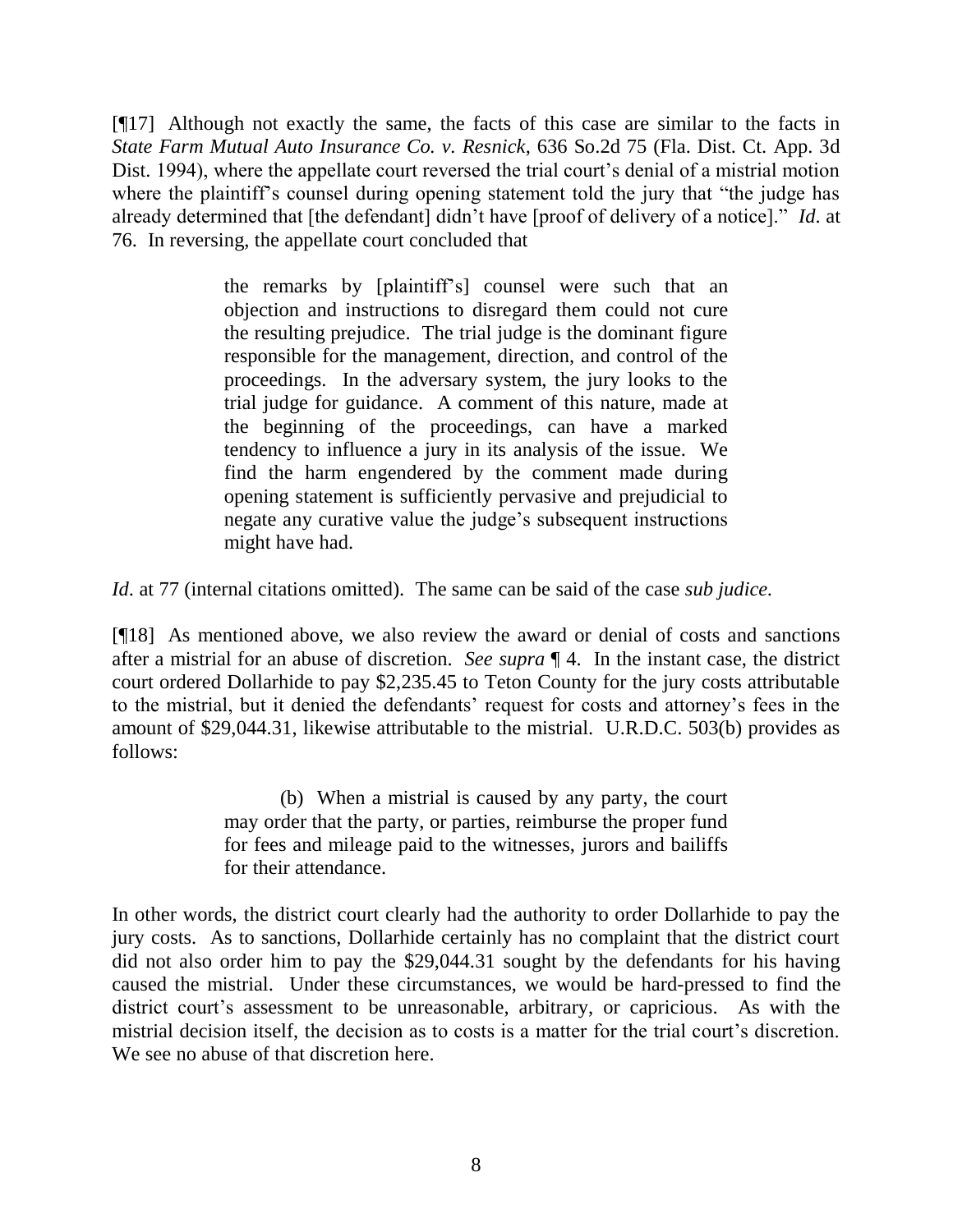[¶17] Although not exactly the same, the facts of this case are similar to the facts in *State Farm Mutual Auto Insurance Co. v. Resnick*, 636 So.2d 75 (Fla. Dist. Ct. App. 3d Dist. 1994), where the appellate court reversed the trial court's denial of a mistrial motion where the plaintiff's counsel during opening statement told the jury that "the judge has already determined that [the defendant] didn't have [proof of delivery of a notice]." *Id*. at 76. In reversing, the appellate court concluded that

> the remarks by [plaintiff's] counsel were such that an objection and instructions to disregard them could not cure the resulting prejudice. The trial judge is the dominant figure responsible for the management, direction, and control of the proceedings. In the adversary system, the jury looks to the trial judge for guidance. A comment of this nature, made at the beginning of the proceedings, can have a marked tendency to influence a jury in its analysis of the issue. We find the harm engendered by the comment made during opening statement is sufficiently pervasive and prejudicial to negate any curative value the judge's subsequent instructions might have had.

*Id*. at 77 (internal citations omitted). The same can be said of the case *sub judice*.

[¶18] As mentioned above, we also review the award or denial of costs and sanctions after a mistrial for an abuse of discretion. *See supra* ¶ 4. In the instant case, the district court ordered Dollarhide to pay $2,235.45 to Teton County for the jury costs attributable to the mistrial, but it denied the defendants' request for costs and attorney's fees in the amount of $29,044.31, likewise attributable to the mistrial. U.R.D.C. 503(b) provides as follows:

> (b) When a mistrial is caused by any party, the court may order that the party, or parties, reimburse the proper fund for fees and mileage paid to the witnesses, jurors and bailiffs for their attendance.

In other words, the district court clearly had the authority to order Dollarhide to pay the jury costs. As to sanctions, Dollarhide certainly has no complaint that the district court did not also order him to pay the $29,044.31 sought by the defendants for his having caused the mistrial. Under these circumstances, we would be hard-pressed to find the district court's assessment to be unreasonable, arbitrary, or capricious. As with the mistrial decision itself, the decision as to costs is a matter for the trial court's discretion. We see no abuse of that discretion here.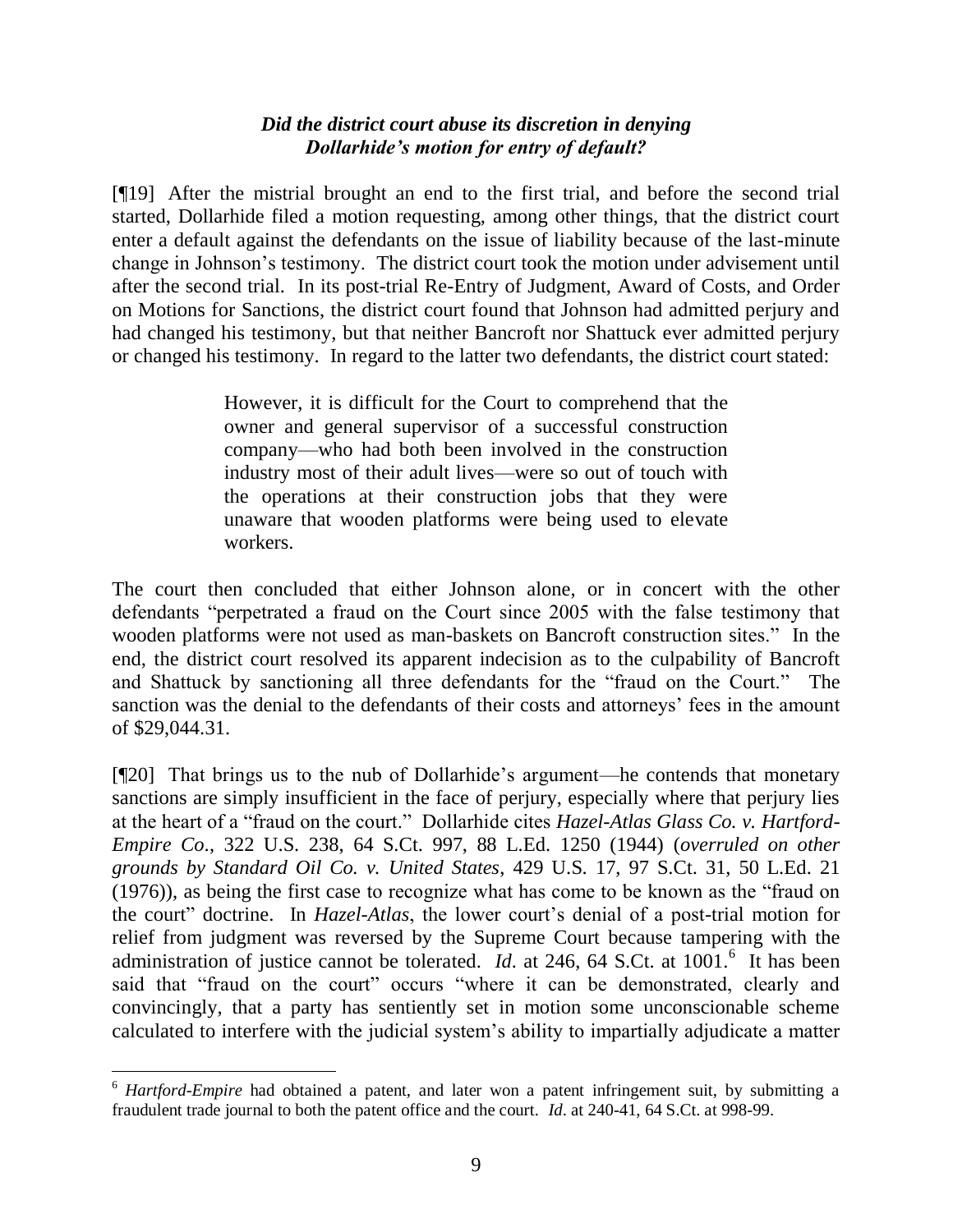### *Did the district court abuse its discretion in denying Dollarhide's motion for entry of default?*

[¶19] After the mistrial brought an end to the first trial, and before the second trial started, Dollarhide filed a motion requesting, among other things, that the district court enter a default against the defendants on the issue of liability because of the last-minute change in Johnson's testimony. The district court took the motion under advisement until after the second trial. In its post-trial Re-Entry of Judgment, Award of Costs, and Order on Motions for Sanctions, the district court found that Johnson had admitted perjury and had changed his testimony, but that neither Bancroft nor Shattuck ever admitted perjury or changed his testimony. In regard to the latter two defendants, the district court stated:

> However, it is difficult for the Court to comprehend that the owner and general supervisor of a successful construction company—who had both been involved in the construction industry most of their adult lives—were so out of touch with the operations at their construction jobs that they were unaware that wooden platforms were being used to elevate workers.

The court then concluded that either Johnson alone, or in concert with the other defendants "perpetrated a fraud on the Court since 2005 with the false testimony that wooden platforms were not used as man-baskets on Bancroft construction sites." In the end, the district court resolved its apparent indecision as to the culpability of Bancroft and Shattuck by sanctioning all three defendants for the "fraud on the Court." The sanction was the denial to the defendants of their costs and attorneys' fees in the amount of $29,044.31.

[¶20] That brings us to the nub of Dollarhide's argument—he contends that monetary sanctions are simply insufficient in the face of perjury, especially where that perjury lies at the heart of a "fraud on the court." Dollarhide cites *Hazel-Atlas Glass Co. v. Hartford-Empire Co.*, 322 U.S. 238, 64 S.Ct. 997, 88 L.Ed. 1250 (1944) (*overruled on other grounds by Standard Oil Co. v. United States*, 429 U.S. 17, 97 S.Ct. 31, 50 L.Ed. 21 (1976)), as being the first case to recognize what has come to be known as the "fraud on the court" doctrine. In *Hazel-Atlas*, the lower court's denial of a post-trial motion for relief from judgment was reversed by the Supreme Court because tampering with the administration of justice cannot be tolerated. *Id*. at 246, 64 S.Ct. at 1001.[6] It has been said that "fraud on the court" occurs "where it can be demonstrated, clearly and convincingly, that a party has sentiently set in motion some unconscionable scheme calculated to interfere with the judicial system's ability to impartially adjudicate a matter

---

[6] *Hartford-Empire* had obtained a patent, and later won a patent infringement suit, by submitting a fraudulent trade journal to both the patent office and the court. *Id*. at 240-41, 64 S.Ct. at 998-99.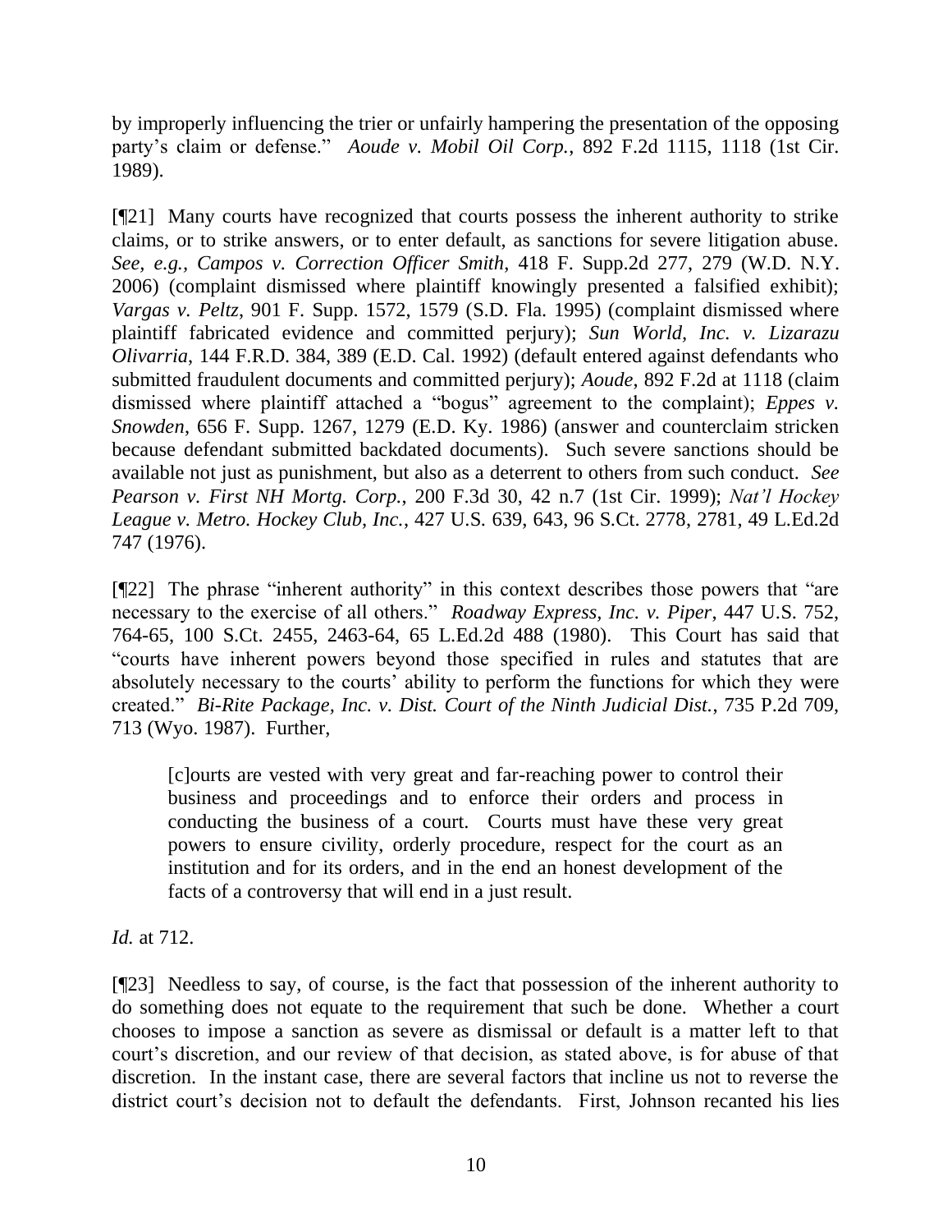by improperly influencing the trier or unfairly hampering the presentation of the opposing party's claim or defense." *Aoude v. Mobil Oil Corp.*, 892 F.2d 1115, 1118 (1st Cir. 1989).

[¶21] Many courts have recognized that courts possess the inherent authority to strike claims, or to strike answers, or to enter default, as sanctions for severe litigation abuse. *See, e.g., Campos v. Correction Officer Smith*, 418 F. Supp.2d 277, 279 (W.D. N.Y. 2006) (complaint dismissed where plaintiff knowingly presented a falsified exhibit); *Vargas v. Peltz*, 901 F. Supp. 1572, 1579 (S.D. Fla. 1995) (complaint dismissed where plaintiff fabricated evidence and committed perjury); *Sun World, Inc. v. Lizarazu Olivarria*, 144 F.R.D. 384, 389 (E.D. Cal. 1992) (default entered against defendants who submitted fraudulent documents and committed perjury); *Aoude*, 892 F.2d at 1118 (claim dismissed where plaintiff attached a "bogus" agreement to the complaint); *Eppes v. Snowden*, 656 F. Supp. 1267, 1279 (E.D. Ky. 1986) (answer and counterclaim stricken because defendant submitted backdated documents). Such severe sanctions should be available not just as punishment, but also as a deterrent to others from such conduct. *See Pearson v. First NH Mortg. Corp.*, 200 F.3d 30, 42 n.7 (1st Cir. 1999); *Nat'l Hockey League v. Metro. Hockey Club, Inc.*, 427 U.S. 639, 643, 96 S.Ct. 2778, 2781, 49 L.Ed.2d 747 (1976).

[¶22] The phrase "inherent authority" in this context describes those powers that "are necessary to the exercise of all others." *Roadway Express, Inc. v. Piper*, 447 U.S. 752, 764-65, 100 S.Ct. 2455, 2463-64, 65 L.Ed.2d 488 (1980). This Court has said that "courts have inherent powers beyond those specified in rules and statutes that are absolutely necessary to the courts' ability to perform the functions for which they were created." *Bi-Rite Package, Inc. v. Dist. Court of the Ninth Judicial Dist.*, 735 P.2d 709, 713 (Wyo. 1987). Further,

> [c]ourts are vested with very great and far-reaching power to control their business and proceedings and to enforce their orders and process in conducting the business of a court. Courts must have these very great powers to ensure civility, orderly procedure, respect for the court as an institution and for its orders, and in the end an honest development of the facts of a controversy that will end in a just result.

*Id.* at 712.

[¶23] Needless to say, of course, is the fact that possession of the inherent authority to do something does not equate to the requirement that such be done. Whether a court chooses to impose a sanction as severe as dismissal or default is a matter left to that court's discretion, and our review of that decision, as stated above, is for abuse of that discretion. In the instant case, there are several factors that incline us not to reverse the district court's decision not to default the defendants. First, Johnson recanted his lies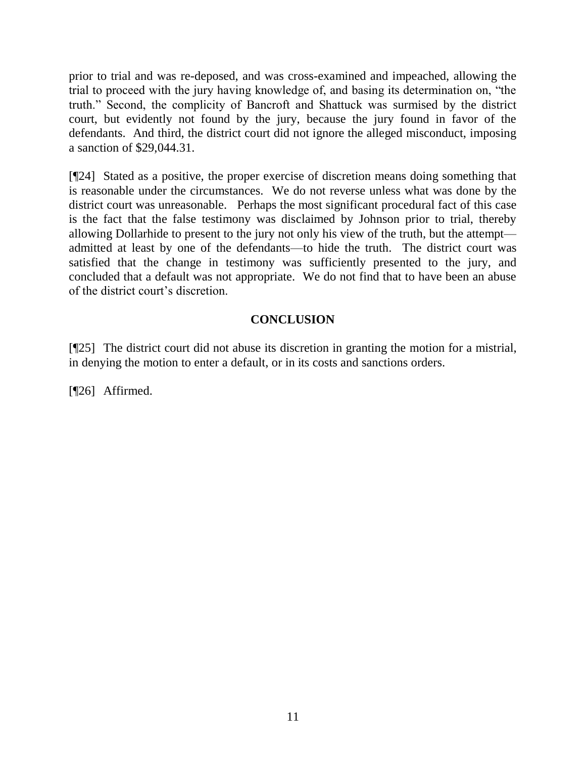prior to trial and was re-deposed, and was cross-examined and impeached, allowing the trial to proceed with the jury having knowledge of, and basing its determination on, "the truth." Second, the complicity of Bancroft and Shattuck was surmised by the district court, but evidently not found by the jury, because the jury found in favor of the defendants. And third, the district court did not ignore the alleged misconduct, imposing a sanction of $29,044.31.

[¶24] Stated as a positive, the proper exercise of discretion means doing something that is reasonable under the circumstances. We do not reverse unless what was done by the district court was unreasonable. Perhaps the most significant procedural fact of this case is the fact that the false testimony was disclaimed by Johnson prior to trial, thereby allowing Dollarhide to present to the jury not only his view of the truth, but the attempt—admitted at least by one of the defendants—to hide the truth. The district court was satisfied that the change in testimony was sufficiently presented to the jury, and concluded that a default was not appropriate. We do not find that to have been an abuse of the district court's discretion.

## CONCLUSION

[¶25] The district court did not abuse its discretion in granting the motion for a mistrial, in denying the motion to enter a default, or in its costs and sanctions orders.

[¶26] Affirmed.